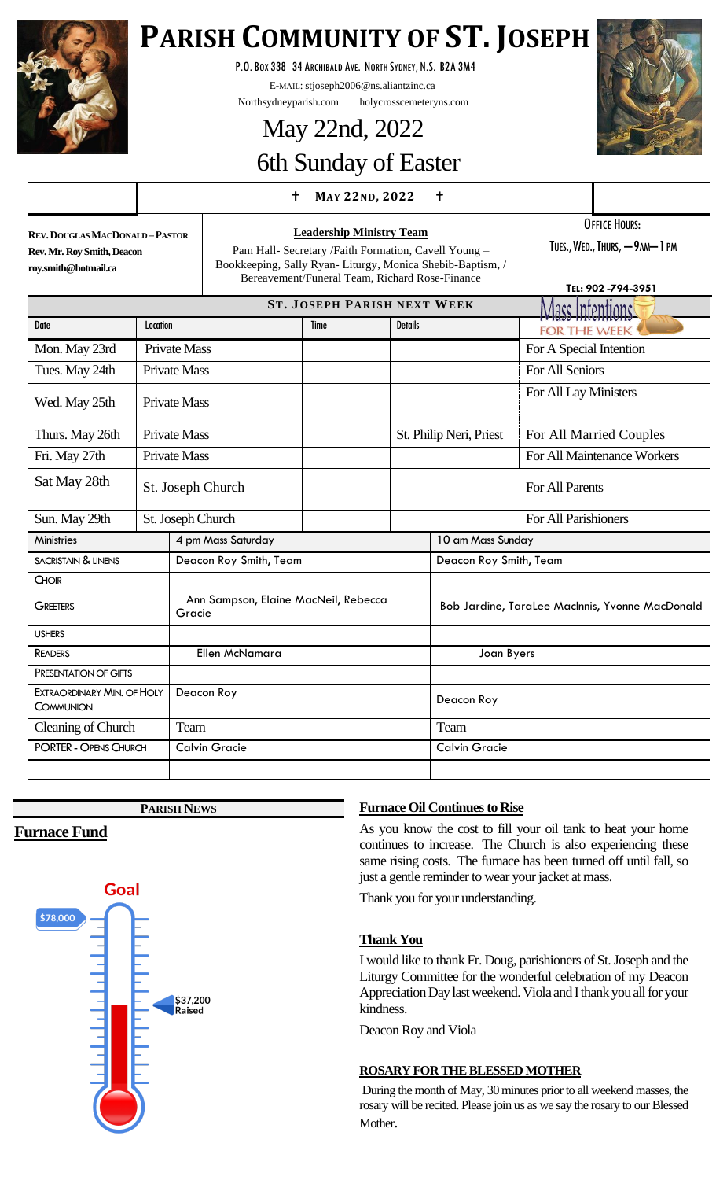# PARISH COMMUNITY OF ST. JOSEPH

P.O. Box 338 34 Archibald Ave. North Sydney, N.S. B2A 3M4

E-mail: stjoseph2006@ns.aliantzinc.ca

Northsydneyparish.com holycrosscemeteryns.com

## May 22nd, 2022

## 6th Sunday of Easter

† MAY 22ND, 2022 †

**Rev. Douglas MacDonald – Pastor**
**Rev. Mr. Roy Smith, Deacon**
**roy.smith@hotmail.ca**

**Leadership Ministry Team**

Pam Hall- Secretary /Faith Formation, Cavell Young – Bookkeeping, Sally Ryan- Liturgy, Monica Shebib-Baptism, / Bereavement/Funeral Team, Richard Rose-Finance

Office Hours:
Tues., Wed., Thurs, — 9am— 1 pm

Tel: 902 -794-3951

**ST. JOSEPH PARISH NEXT WEEK**

| Date | Location | Time | Details | Mass Intentions FOR THE WEEK |
|---|---|---|---|---|
| Mon. May 23rd | Private Mass | | | For A Special Intention |
| Tues. May 24th | Private Mass | | | For All Seniors |
| Wed. May 25th | Private Mass | | | For All Lay Ministers |
| Thurs. May 26th | Private Mass | | St. Philip Neri, Priest | For All Married Couples |
| Fri. May 27th | Private Mass | | | For All Maintenance Workers |
| Sat May 28th | St. Joseph Church | | | For All Parents |
| Sun. May 29th | St. Joseph Church | | | For All Parishioners |

| Ministries | 4 pm Mass Saturday | 10 am Mass Sunday |
|---|---|---|
| Sacristan & Linens | Deacon Roy Smith, Team | Deacon Roy Smith, Team |
| Choir | | |
| Greeters | Ann Sampson, Elaine MacNeil, Rebecca Gracie | Bob Jardine, TaraLee MacInnis, Yvonne MacDonald |
| Ushers | | |
| Readers | Ellen McNamara | Joan Byers |
| Presentation of Gifts | | |
| Extraordinary Min. of Holy Communion | Deacon Roy | Deacon Roy |
| Cleaning of Church | Team | Team |
| PORTER - Opens Church | Calvin Gracie | Calvin Gracie |

**PARISH NEWS**

## Furnace Fund

Goal: $78,000

$37,200 Raised

### Furnace Oil Continues to Rise

As you know the cost to fill your oil tank to heat your home continues to increase. The Church is also experiencing these same rising costs. The furnace has been turned off until fall, so just a gentle reminder to wear your jacket at mass.

Thank you for your understanding.

### Thank You

I would like to thank Fr. Doug, parishioners of St. Joseph and the Liturgy Committee for the wonderful celebration of my Deacon Appreciation Day last weekend. Viola and I thank you all for your kindness.

Deacon Roy and Viola

### ROSARY FOR THE BLESSED MOTHER

During the month of May, 30 minutes prior to all weekend masses, the rosary will be recited. Please join us as we say the rosary to our Blessed Mother.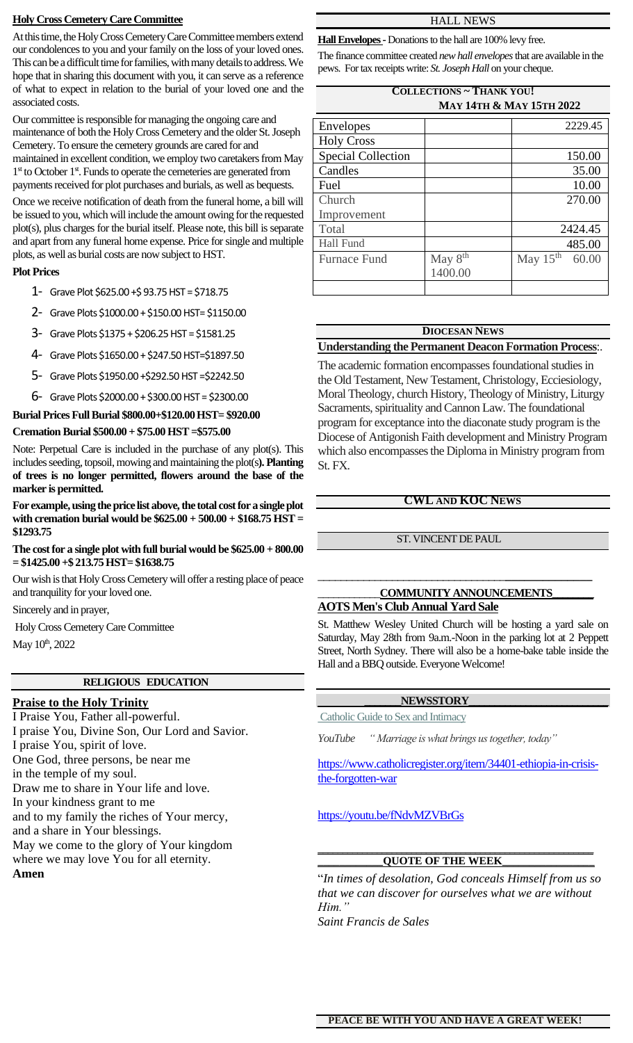## Holy Cross Cemetery Care Committee

At this time, the Holy Cross Cemetery Care Committee members extend our condolences to you and your family on the loss of your loved ones. This can be a difficult time for families, with many details to address. We hope that in sharing this document with you, it can serve as a reference of what to expect in relation to the burial of your loved one and the associated costs.

Our committee is responsible for managing the ongoing care and maintenance of both the Holy Cross Cemetery and the older St. Joseph Cemetery. To ensure the cemetery grounds are cared for and maintained in excellent condition, we employ two caretakers from May 1st to October 1st. Funds to operate the cemeteries are generated from payments received for plot purchases and burials, as well as bequests.

Once we receive notification of death from the funeral home, a bill will be issued to you, which will include the amount owing for the requested plot(s), plus charges for the burial itself. Please note, this bill is separate and apart from any funeral home expense. Price for single and multiple plots, as well as burial costs are now subject to HST.

**Plot Prices**

1- Grave Plot $625.00 +$ 93.75 HST = $718.75
2- Grave Plots $1000.00 + $150.00 HST= $1150.00
3- Grave Plots $1375 + $206.25 HST = $1581.25
4- Grave Plots $1650.00 + $247.50 HST=$1897.50
5- Grave Plots $1950.00 +$292.50 HST =$2242.50
6- Grave Plots $2000.00 + $300.00 HST = $2300.00

**Burial Prices Full Burial $800.00+$120.00 HST= $920.00**

**Cremation Burial $500.00 + $75.00 HST =$575.00**

Note: Perpetual Care is included in the purchase of any plot(s). This includes seeding, topsoil, mowing and maintaining the plot(s**). Planting of trees is no longer permitted, flowers around the base of the marker is permitted.**

**For example, using the price list above, the total cost for a single plot with cremation burial would be $625.00 + 500.00 + $168.75 HST = $1293.75**

**The cost for a single plot with full burial would be $625.00 + 800.00 = $1425.00 +$ 213.75 HST= $1638.75**

Our wish is that Holy Cross Cemetery will offer a resting place of peace and tranquility for your loved one.

Sincerely and in prayer,

Holy Cross Cemetery Care Committee

May 10th, 2022

## RELIGIOUS EDUCATION

**Praise to the Holy Trinity**

I Praise You, Father all-powerful.
I praise You, Divine Son, Our Lord and Savior.
I praise You, spirit of love.
One God, three persons, be near me
in the temple of my soul.
Draw me to share in Your life and love.
In your kindness grant to me
and to my family the riches of Your mercy,
and a share in Your blessings.
May we come to the glory of Your kingdom
where we may love You for all eternity.
**Amen**

## HALL NEWS

**Hall Envelopes** - Donations to the hall are 100% levy free.

The finance committee created *new hall envelopes* that are available in the pews. For tax receipts write: *St. Joseph Hall* on your cheque.

## COLLECTIONS ~ THANK YOU!
**MAY 14TH & MAY 15TH 2022**

| | | |
|---|---|---|
| Envelopes | | 2229.45 |
| Holy Cross | | |
| Special Collection | | 150.00 |
| Candles | | 35.00 |
| Fuel | | 10.00 |
| Church Improvement | | 270.00 |
| Total | | 2424.45 |
| Hall Fund | | 485.00 |
| Furnace Fund | May 8th 1400.00 | May 15th 60.00 |

## DIOCESAN NEWS

**Understanding the Permanent Deacon Formation Process**:.

The academic formation encompasses foundational studies in the Old Testament, New Testament, Christology, Ecciesiology, Moral Theology, church History, Theology of Ministry, Liturgy Sacraments, spirituality and Cannon Law. The foundational program for exceptance into the diaconate study program is the Diocese of Antigonish Faith development and Ministry Program which also encompasses the Diploma in Ministry program from St. FX.

## CWL AND KOC NEWS

## ST. VINCENT DE PAUL

## COMMUNITY ANNOUNCEMENTS

**AOTS Men's Club Annual Yard Sale**

St. Matthew Wesley United Church will be hosting a yard sale on Saturday, May 28th from 9a.m.-Noon in the parking lot at 2 Peppett Street, North Sydney. There will also be a home-bake table inside the Hall and a BBQ outside. Everyone Welcome!

## NEWSSTORY

Catholic Guide to Sex and Intimacy

*YouTube "Marriage is what brings us together, today"*

https://www.catholicregister.org/item/34401-ethiopia-in-crisis-the-forgotten-war

https://youtu.be/fNdvMZVBrGs

## QUOTE OF THE WEEK

"*In times of desolation, God conceals Himself from us so that we can discover for ourselves what we are without Him."*
*Saint Francis de Sales*

**PEACE BE WITH YOU AND HAVE A GREAT WEEK!**